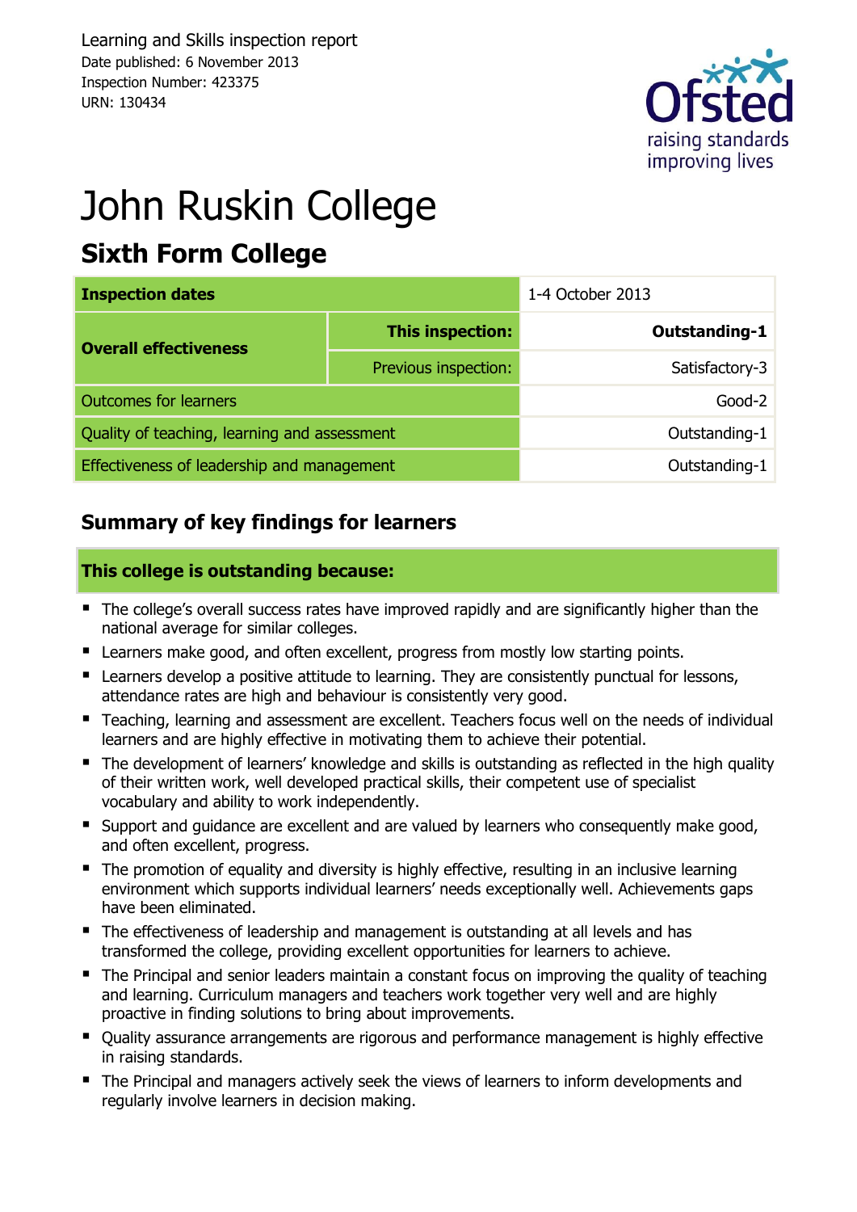Learning and Skills inspection report
Date published: 6 November 2013
Inspection Number: 423375
URN: 130434

# John Ruskin College

## Sixth Form College

| Inspection dates | | 1-4 October 2013 |
|---|---|---|
| Overall effectiveness | **This inspection:** | **Outstanding-1** |
| | Previous inspection: | Satisfactory-3 |
| Outcomes for learners | | Good-2 |
| Quality of teaching, learning and assessment | | Outstanding-1 |
| Effectiveness of leadership and management | | Outstanding-1 |

## Summary of key findings for learners

### This college is outstanding because:

- The college's overall success rates have improved rapidly and are significantly higher than the national average for similar colleges.
- Learners make good, and often excellent, progress from mostly low starting points.
- Learners develop a positive attitude to learning. They are consistently punctual for lessons, attendance rates are high and behaviour is consistently very good.
- Teaching, learning and assessment are excellent. Teachers focus well on the needs of individual learners and are highly effective in motivating them to achieve their potential.
- The development of learners' knowledge and skills is outstanding as reflected in the high quality of their written work, well developed practical skills, their competent use of specialist vocabulary and ability to work independently.
- Support and guidance are excellent and are valued by learners who consequently make good, and often excellent, progress.
- The promotion of equality and diversity is highly effective, resulting in an inclusive learning environment which supports individual learners' needs exceptionally well. Achievements gaps have been eliminated.
- The effectiveness of leadership and management is outstanding at all levels and has transformed the college, providing excellent opportunities for learners to achieve.
- The Principal and senior leaders maintain a constant focus on improving the quality of teaching and learning. Curriculum managers and teachers work together very well and are highly proactive in finding solutions to bring about improvements.
- Quality assurance arrangements are rigorous and performance management is highly effective in raising standards.
- The Principal and managers actively seek the views of learners to inform developments and regularly involve learners in decision making.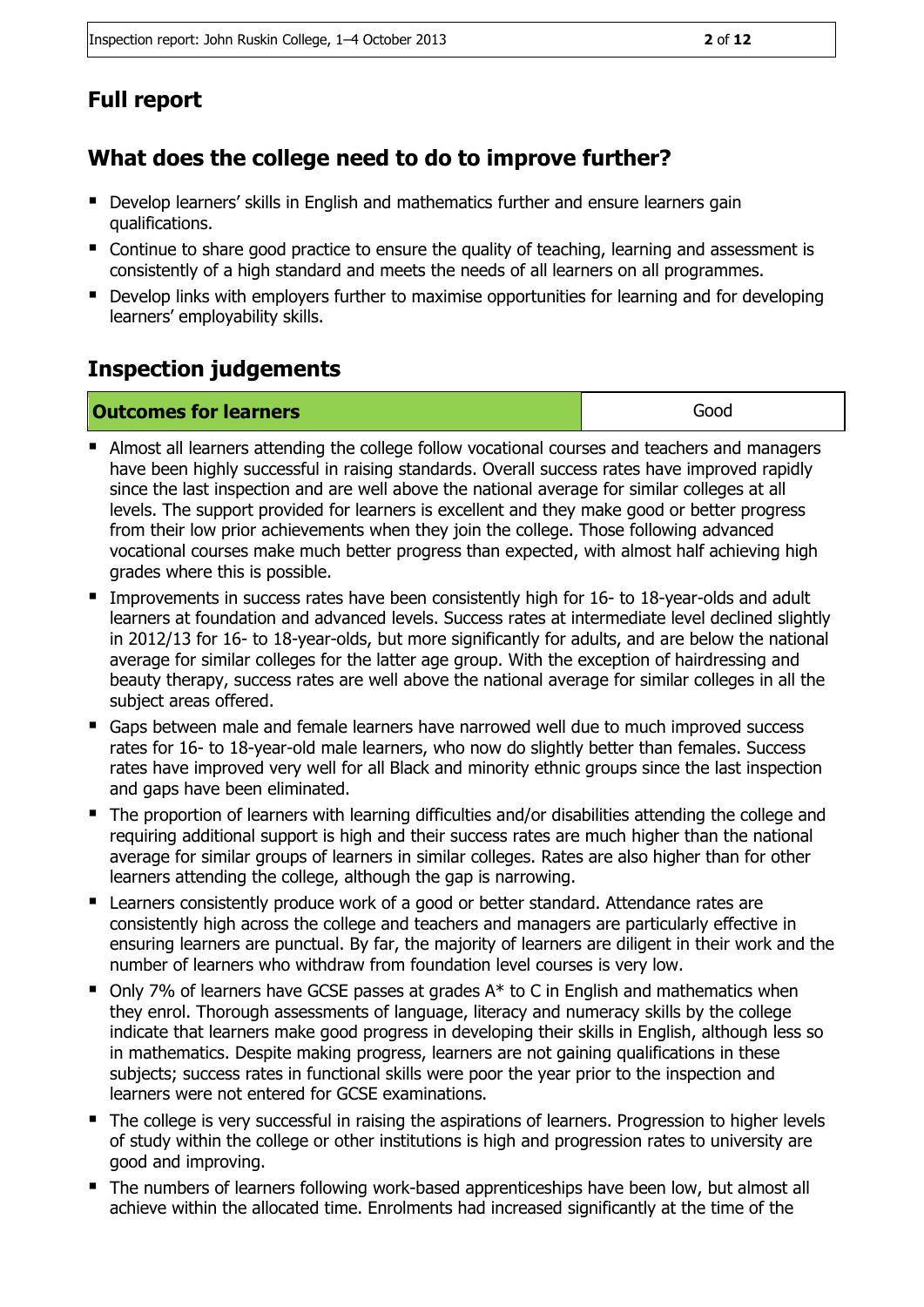## Full report

## What does the college need to do to improve further?

- Develop learners' skills in English and mathematics further and ensure learners gain qualifications.
- Continue to share good practice to ensure the quality of teaching, learning and assessment is consistently of a high standard and meets the needs of all learners on all programmes.
- Develop links with employers further to maximise opportunities for learning and for developing learners' employability skills.

## Inspection judgements

| Outcomes for learners | Good |
|---|---|

- Almost all learners attending the college follow vocational courses and teachers and managers have been highly successful in raising standards. Overall success rates have improved rapidly since the last inspection and are well above the national average for similar colleges at all levels. The support provided for learners is excellent and they make good or better progress from their low prior achievements when they join the college. Those following advanced vocational courses make much better progress than expected, with almost half achieving high grades where this is possible.
- Improvements in success rates have been consistently high for 16- to 18-year-olds and adult learners at foundation and advanced levels. Success rates at intermediate level declined slightly in 2012/13 for 16- to 18-year-olds, but more significantly for adults, and are below the national average for similar colleges for the latter age group. With the exception of hairdressing and beauty therapy, success rates are well above the national average for similar colleges in all the subject areas offered.
- Gaps between male and female learners have narrowed well due to much improved success rates for 16- to 18-year-old male learners, who now do slightly better than females. Success rates have improved very well for all Black and minority ethnic groups since the last inspection and gaps have been eliminated.
- The proportion of learners with learning difficulties and/or disabilities attending the college and requiring additional support is high and their success rates are much higher than the national average for similar groups of learners in similar colleges. Rates are also higher than for other learners attending the college, although the gap is narrowing.
- Learners consistently produce work of a good or better standard. Attendance rates are consistently high across the college and teachers and managers are particularly effective in ensuring learners are punctual. By far, the majority of learners are diligent in their work and the number of learners who withdraw from foundation level courses is very low.
- Only 7% of learners have GCSE passes at grades A* to C in English and mathematics when they enrol. Thorough assessments of language, literacy and numeracy skills by the college indicate that learners make good progress in developing their skills in English, although less so in mathematics. Despite making progress, learners are not gaining qualifications in these subjects; success rates in functional skills were poor the year prior to the inspection and learners were not entered for GCSE examinations.
- The college is very successful in raising the aspirations of learners. Progression to higher levels of study within the college or other institutions is high and progression rates to university are good and improving.
- The numbers of learners following work-based apprenticeships have been low, but almost all achieve within the allocated time. Enrolments had increased significantly at the time of the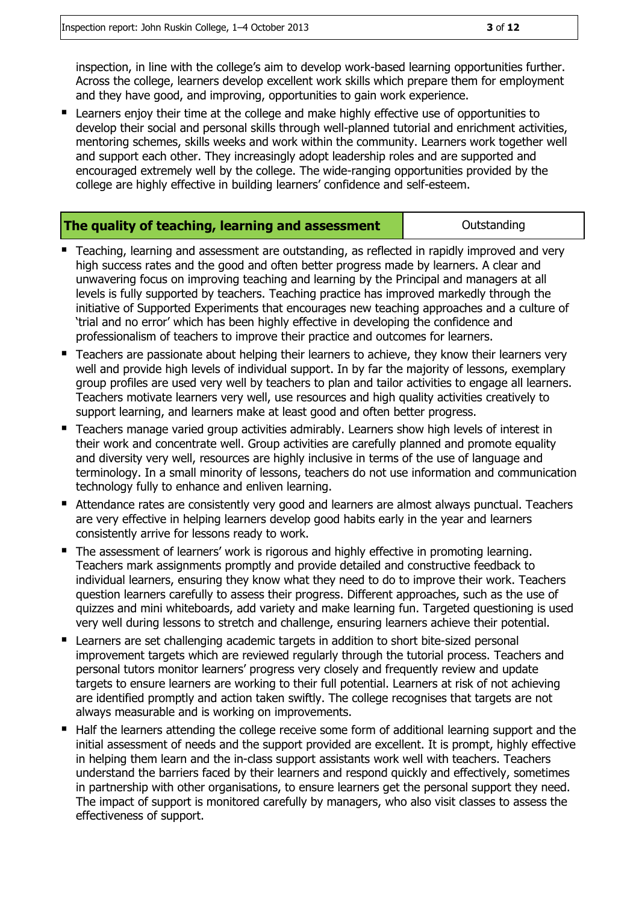inspection, in line with the college's aim to develop work-based learning opportunities further. Across the college, learners develop excellent work skills which prepare them for employment and they have good, and improving, opportunities to gain work experience.

- Learners enjoy their time at the college and make highly effective use of opportunities to develop their social and personal skills through well-planned tutorial and enrichment activities, mentoring schemes, skills weeks and work within the community. Learners work together well and support each other. They increasingly adopt leadership roles and are supported and encouraged extremely well by the college. The wide-ranging opportunities provided by the college are highly effective in building learners' confidence and self-esteem.

| **The quality of teaching, learning and assessment** | Outstanding |
|---|---|

- Teaching, learning and assessment are outstanding, as reflected in rapidly improved and very high success rates and the good and often better progress made by learners. A clear and unwavering focus on improving teaching and learning by the Principal and managers at all levels is fully supported by teachers. Teaching practice has improved markedly through the initiative of Supported Experiments that encourages new teaching approaches and a culture of 'trial and no error' which has been highly effective in developing the confidence and professionalism of teachers to improve their practice and outcomes for learners.
- Teachers are passionate about helping their learners to achieve, they know their learners very well and provide high levels of individual support. In by far the majority of lessons, exemplary group profiles are used very well by teachers to plan and tailor activities to engage all learners. Teachers motivate learners very well, use resources and high quality activities creatively to support learning, and learners make at least good and often better progress.
- Teachers manage varied group activities admirably. Learners show high levels of interest in their work and concentrate well. Group activities are carefully planned and promote equality and diversity very well, resources are highly inclusive in terms of the use of language and terminology. In a small minority of lessons, teachers do not use information and communication technology fully to enhance and enliven learning.
- Attendance rates are consistently very good and learners are almost always punctual. Teachers are very effective in helping learners develop good habits early in the year and learners consistently arrive for lessons ready to work.
- The assessment of learners' work is rigorous and highly effective in promoting learning. Teachers mark assignments promptly and provide detailed and constructive feedback to individual learners, ensuring they know what they need to do to improve their work. Teachers question learners carefully to assess their progress. Different approaches, such as the use of quizzes and mini whiteboards, add variety and make learning fun. Targeted questioning is used very well during lessons to stretch and challenge, ensuring learners achieve their potential.
- Learners are set challenging academic targets in addition to short bite-sized personal improvement targets which are reviewed regularly through the tutorial process. Teachers and personal tutors monitor learners' progress very closely and frequently review and update targets to ensure learners are working to their full potential. Learners at risk of not achieving are identified promptly and action taken swiftly. The college recognises that targets are not always measurable and is working on improvements.
- Half the learners attending the college receive some form of additional learning support and the initial assessment of needs and the support provided are excellent. It is prompt, highly effective in helping them learn and the in-class support assistants work well with teachers. Teachers understand the barriers faced by their learners and respond quickly and effectively, sometimes in partnership with other organisations, to ensure learners get the personal support they need. The impact of support is monitored carefully by managers, who also visit classes to assess the effectiveness of support.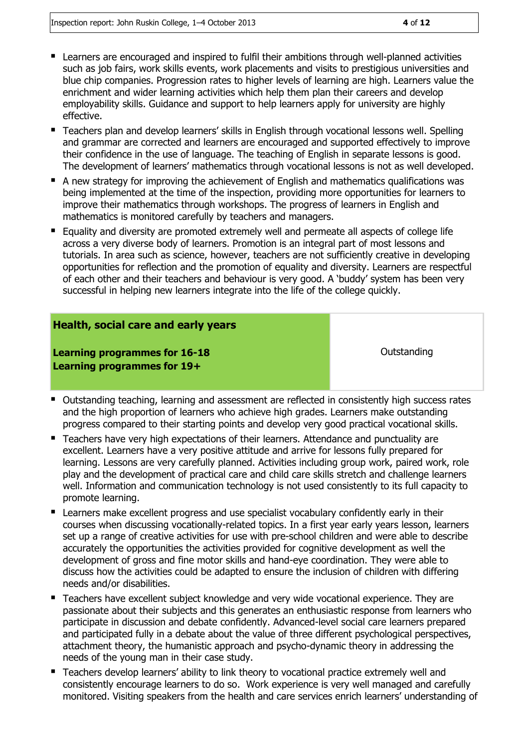- Learners are encouraged and inspired to fulfil their ambitions through well-planned activities such as job fairs, work skills events, work placements and visits to prestigious universities and blue chip companies. Progression rates to higher levels of learning are high. Learners value the enrichment and wider learning activities which help them plan their careers and develop employability skills. Guidance and support to help learners apply for university are highly effective.
- Teachers plan and develop learners' skills in English through vocational lessons well. Spelling and grammar are corrected and learners are encouraged and supported effectively to improve their confidence in the use of language. The teaching of English in separate lessons is good. The development of learners' mathematics through vocational lessons is not as well developed.
- A new strategy for improving the achievement of English and mathematics qualifications was being implemented at the time of the inspection, providing more opportunities for learners to improve their mathematics through workshops. The progress of learners in English and mathematics is monitored carefully by teachers and managers.
- Equality and diversity are promoted extremely well and permeate all aspects of college life across a very diverse body of learners. Promotion is an integral part of most lessons and tutorials. In area such as science, however, teachers are not sufficiently creative in developing opportunities for reflection and the promotion of equality and diversity. Learners are respectful of each other and their teachers and behaviour is very good. A 'buddy' system has been very successful in helping new learners integrate into the life of the college quickly.

| **Health, social care and early years**<br><br>**Learning programmes for 16-18**<br>**Learning programmes for 19+** | Outstanding |
|---|---|

- Outstanding teaching, learning and assessment are reflected in consistently high success rates and the high proportion of learners who achieve high grades. Learners make outstanding progress compared to their starting points and develop very good practical vocational skills.
- Teachers have very high expectations of their learners. Attendance and punctuality are excellent. Learners have a very positive attitude and arrive for lessons fully prepared for learning. Lessons are very carefully planned. Activities including group work, paired work, role play and the development of practical care and child care skills stretch and challenge learners well. Information and communication technology is not used consistently to its full capacity to promote learning.
- Learners make excellent progress and use specialist vocabulary confidently early in their courses when discussing vocationally-related topics. In a first year early years lesson, learners set up a range of creative activities for use with pre-school children and were able to describe accurately the opportunities the activities provided for cognitive development as well the development of gross and fine motor skills and hand-eye coordination. They were able to discuss how the activities could be adapted to ensure the inclusion of children with differing needs and/or disabilities.
- Teachers have excellent subject knowledge and very wide vocational experience. They are passionate about their subjects and this generates an enthusiastic response from learners who participate in discussion and debate confidently. Advanced-level social care learners prepared and participated fully in a debate about the value of three different psychological perspectives, attachment theory, the humanistic approach and psycho-dynamic theory in addressing the needs of the young man in their case study.
- Teachers develop learners' ability to link theory to vocational practice extremely well and consistently encourage learners to do so. Work experience is very well managed and carefully monitored. Visiting speakers from the health and care services enrich learners' understanding of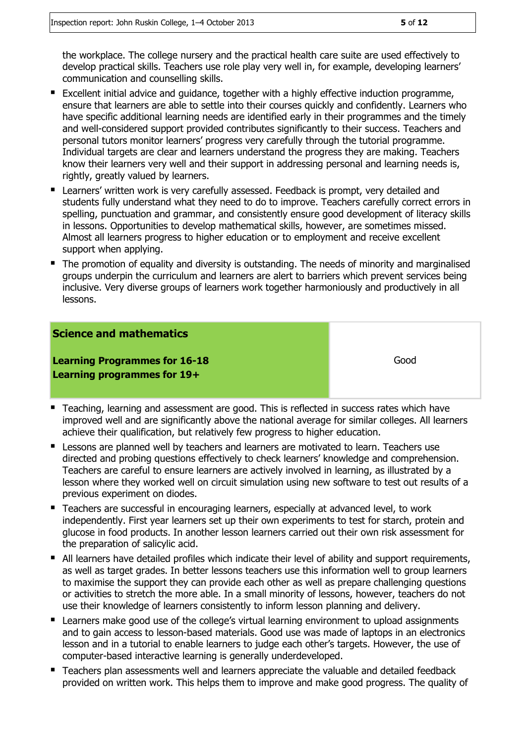the workplace. The college nursery and the practical health care suite are used effectively to develop practical skills. Teachers use role play very well in, for example, developing learners' communication and counselling skills.

- Excellent initial advice and guidance, together with a highly effective induction programme, ensure that learners are able to settle into their courses quickly and confidently. Learners who have specific additional learning needs are identified early in their programmes and the timely and well-considered support provided contributes significantly to their success. Teachers and personal tutors monitor learners' progress very carefully through the tutorial programme. Individual targets are clear and learners understand the progress they are making. Teachers know their learners very well and their support in addressing personal and learning needs is, rightly, greatly valued by learners.
- Learners' written work is very carefully assessed. Feedback is prompt, very detailed and students fully understand what they need to do to improve. Teachers carefully correct errors in spelling, punctuation and grammar, and consistently ensure good development of literacy skills in lessons. Opportunities to develop mathematical skills, however, are sometimes missed. Almost all learners progress to higher education or to employment and receive excellent support when applying.
- The promotion of equality and diversity is outstanding. The needs of minority and marginalised groups underpin the curriculum and learners are alert to barriers which prevent services being inclusive. Very diverse groups of learners work together harmoniously and productively in all lessons.

| **Science and mathematics**<br><br>**Learning Programmes for 16-18**<br>**Learning programmes for 19+** | Good |
|---|---|

- Teaching, learning and assessment are good. This is reflected in success rates which have improved well and are significantly above the national average for similar colleges. All learners achieve their qualification, but relatively few progress to higher education.
- Lessons are planned well by teachers and learners are motivated to learn. Teachers use directed and probing questions effectively to check learners' knowledge and comprehension. Teachers are careful to ensure learners are actively involved in learning, as illustrated by a lesson where they worked well on circuit simulation using new software to test out results of a previous experiment on diodes.
- Teachers are successful in encouraging learners, especially at advanced level, to work independently. First year learners set up their own experiments to test for starch, protein and glucose in food products. In another lesson learners carried out their own risk assessment for the preparation of salicylic acid.
- All learners have detailed profiles which indicate their level of ability and support requirements, as well as target grades. In better lessons teachers use this information well to group learners to maximise the support they can provide each other as well as prepare challenging questions or activities to stretch the more able. In a small minority of lessons, however, teachers do not use their knowledge of learners consistently to inform lesson planning and delivery.
- Learners make good use of the college's virtual learning environment to upload assignments and to gain access to lesson-based materials. Good use was made of laptops in an electronics lesson and in a tutorial to enable learners to judge each other's targets. However, the use of computer-based interactive learning is generally underdeveloped.
- Teachers plan assessments well and learners appreciate the valuable and detailed feedback provided on written work. This helps them to improve and make good progress. The quality of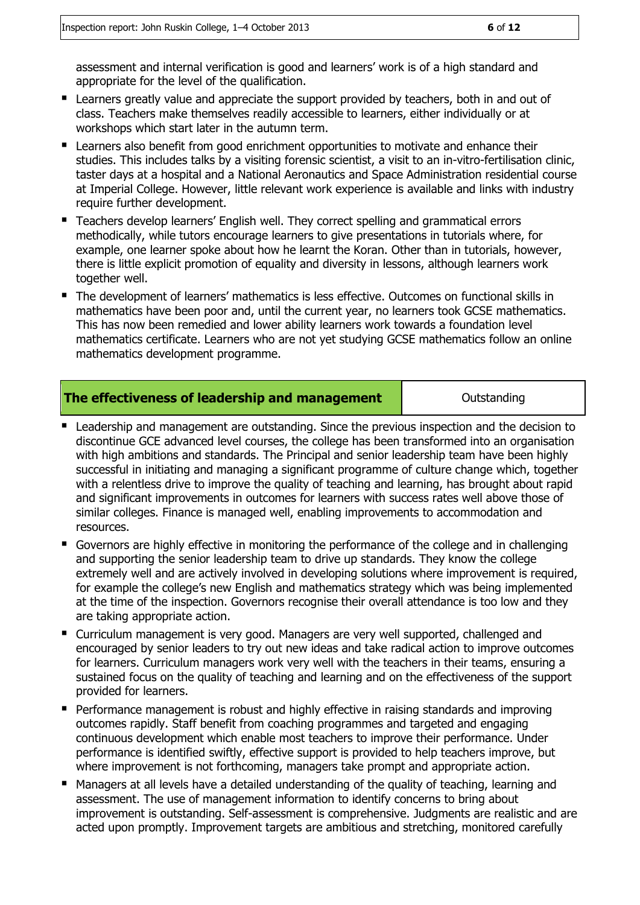assessment and internal verification is good and learners' work is of a high standard and appropriate for the level of the qualification.

- Learners greatly value and appreciate the support provided by teachers, both in and out of class. Teachers make themselves readily accessible to learners, either individually or at workshops which start later in the autumn term.
- Learners also benefit from good enrichment opportunities to motivate and enhance their studies. This includes talks by a visiting forensic scientist, a visit to an in-vitro-fertilisation clinic, taster days at a hospital and a National Aeronautics and Space Administration residential course at Imperial College. However, little relevant work experience is available and links with industry require further development.
- Teachers develop learners' English well. They correct spelling and grammatical errors methodically, while tutors encourage learners to give presentations in tutorials where, for example, one learner spoke about how he learnt the Koran. Other than in tutorials, however, there is little explicit promotion of equality and diversity in lessons, although learners work together well.
- The development of learners' mathematics is less effective. Outcomes on functional skills in mathematics have been poor and, until the current year, no learners took GCSE mathematics. This has now been remedied and lower ability learners work towards a foundation level mathematics certificate. Learners who are not yet studying GCSE mathematics follow an online mathematics development programme.

| **The effectiveness of leadership and management** | Outstanding |
|---|---|

- Leadership and management are outstanding. Since the previous inspection and the decision to discontinue GCE advanced level courses, the college has been transformed into an organisation with high ambitions and standards. The Principal and senior leadership team have been highly successful in initiating and managing a significant programme of culture change which, together with a relentless drive to improve the quality of teaching and learning, has brought about rapid and significant improvements in outcomes for learners with success rates well above those of similar colleges. Finance is managed well, enabling improvements to accommodation and resources.
- Governors are highly effective in monitoring the performance of the college and in challenging and supporting the senior leadership team to drive up standards. They know the college extremely well and are actively involved in developing solutions where improvement is required, for example the college's new English and mathematics strategy which was being implemented at the time of the inspection. Governors recognise their overall attendance is too low and they are taking appropriate action.
- Curriculum management is very good. Managers are very well supported, challenged and encouraged by senior leaders to try out new ideas and take radical action to improve outcomes for learners. Curriculum managers work very well with the teachers in their teams, ensuring a sustained focus on the quality of teaching and learning and on the effectiveness of the support provided for learners.
- Performance management is robust and highly effective in raising standards and improving outcomes rapidly. Staff benefit from coaching programmes and targeted and engaging continuous development which enable most teachers to improve their performance. Under performance is identified swiftly, effective support is provided to help teachers improve, but where improvement is not forthcoming, managers take prompt and appropriate action.
- Managers at all levels have a detailed understanding of the quality of teaching, learning and assessment. The use of management information to identify concerns to bring about improvement is outstanding. Self-assessment is comprehensive. Judgments are realistic and are acted upon promptly. Improvement targets are ambitious and stretching, monitored carefully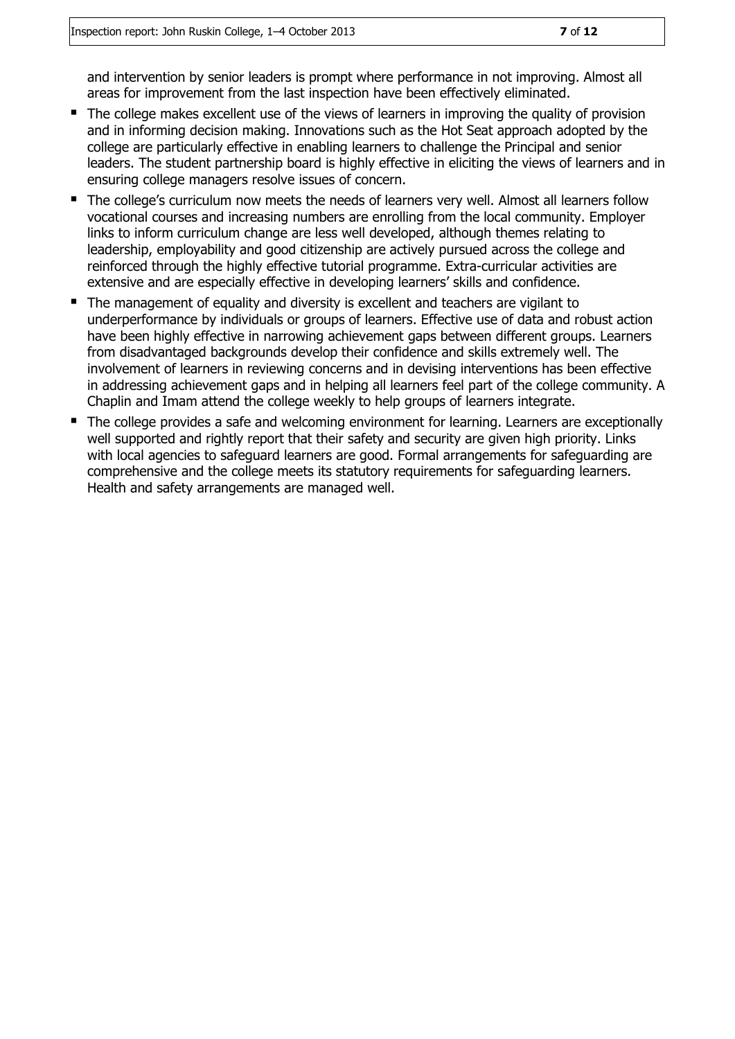and intervention by senior leaders is prompt where performance in not improving. Almost all areas for improvement from the last inspection have been effectively eliminated.

- The college makes excellent use of the views of learners in improving the quality of provision and in informing decision making. Innovations such as the Hot Seat approach adopted by the college are particularly effective in enabling learners to challenge the Principal and senior leaders. The student partnership board is highly effective in eliciting the views of learners and in ensuring college managers resolve issues of concern.
- The college's curriculum now meets the needs of learners very well. Almost all learners follow vocational courses and increasing numbers are enrolling from the local community. Employer links to inform curriculum change are less well developed, although themes relating to leadership, employability and good citizenship are actively pursued across the college and reinforced through the highly effective tutorial programme. Extra-curricular activities are extensive and are especially effective in developing learners' skills and confidence.
- The management of equality and diversity is excellent and teachers are vigilant to underperformance by individuals or groups of learners. Effective use of data and robust action have been highly effective in narrowing achievement gaps between different groups. Learners from disadvantaged backgrounds develop their confidence and skills extremely well. The involvement of learners in reviewing concerns and in devising interventions has been effective in addressing achievement gaps and in helping all learners feel part of the college community. A Chaplin and Imam attend the college weekly to help groups of learners integrate.
- The college provides a safe and welcoming environment for learning. Learners are exceptionally well supported and rightly report that their safety and security are given high priority. Links with local agencies to safeguard learners are good. Formal arrangements for safeguarding are comprehensive and the college meets its statutory requirements for safeguarding learners. Health and safety arrangements are managed well.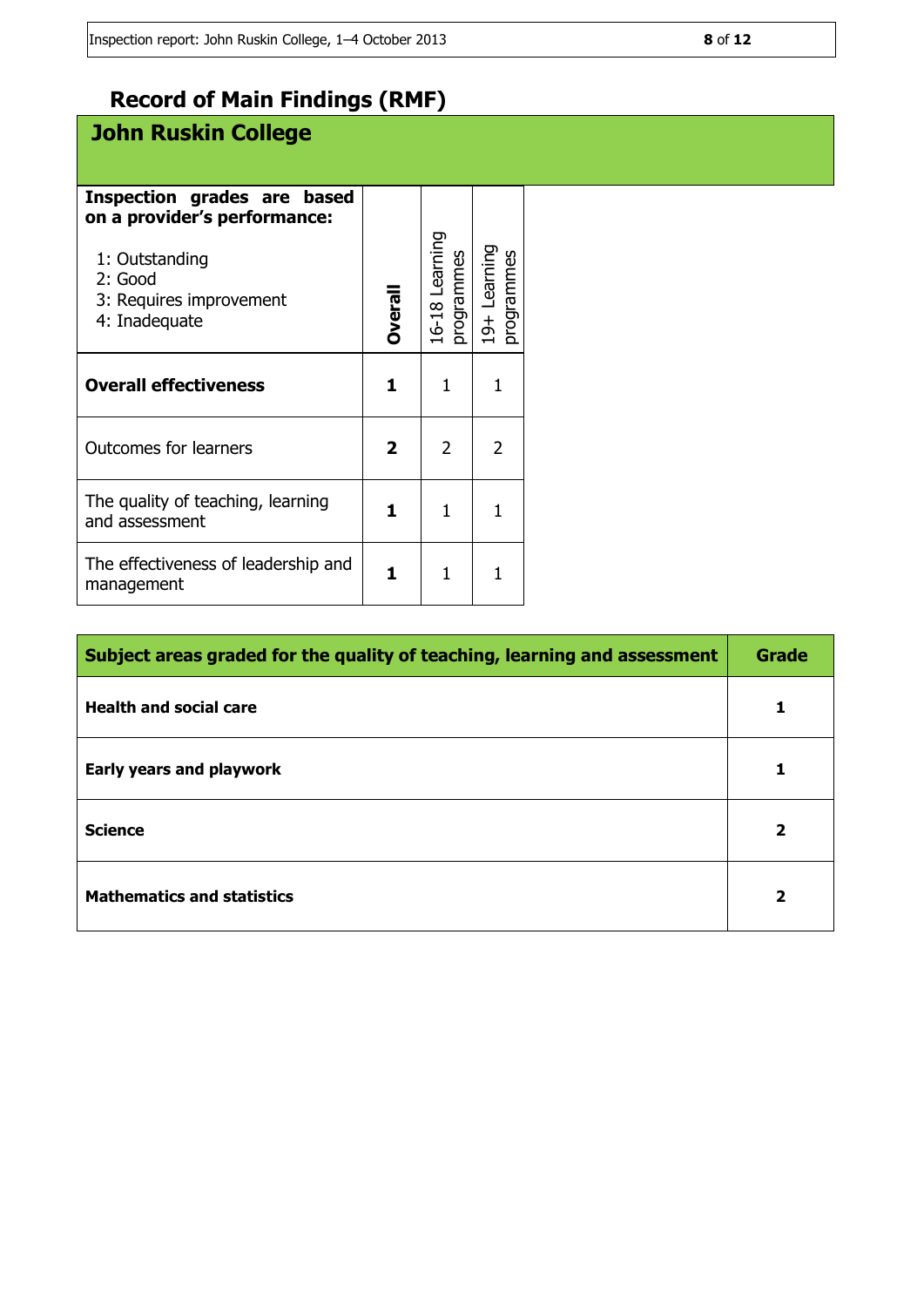## Record of Main Findings (RMF)

### John Ruskin College

| **Inspection grades are based on a provider's performance:**<br>1: Outstanding<br>2: Good<br>3: Requires improvement<br>4: Inadequate | **Overall** | 16-18 Learning programmes | 19+ Learning programmes |
|---|---|---|---|
| **Overall effectiveness** | **1** | 1 | 1 |
| Outcomes for learners | **2** | 2 | 2 |
| The quality of teaching, learning and assessment | **1** | 1 | 1 |
| The effectiveness of leadership and management | **1** | 1 | 1 |

| **Subject areas graded for the quality of teaching, learning and assessment** | **Grade** |
|---|---|
| **Health and social care** | **1** |
| **Early years and playwork** | **1** |
| **Science** | **2** |
| **Mathematics and statistics** | **2** |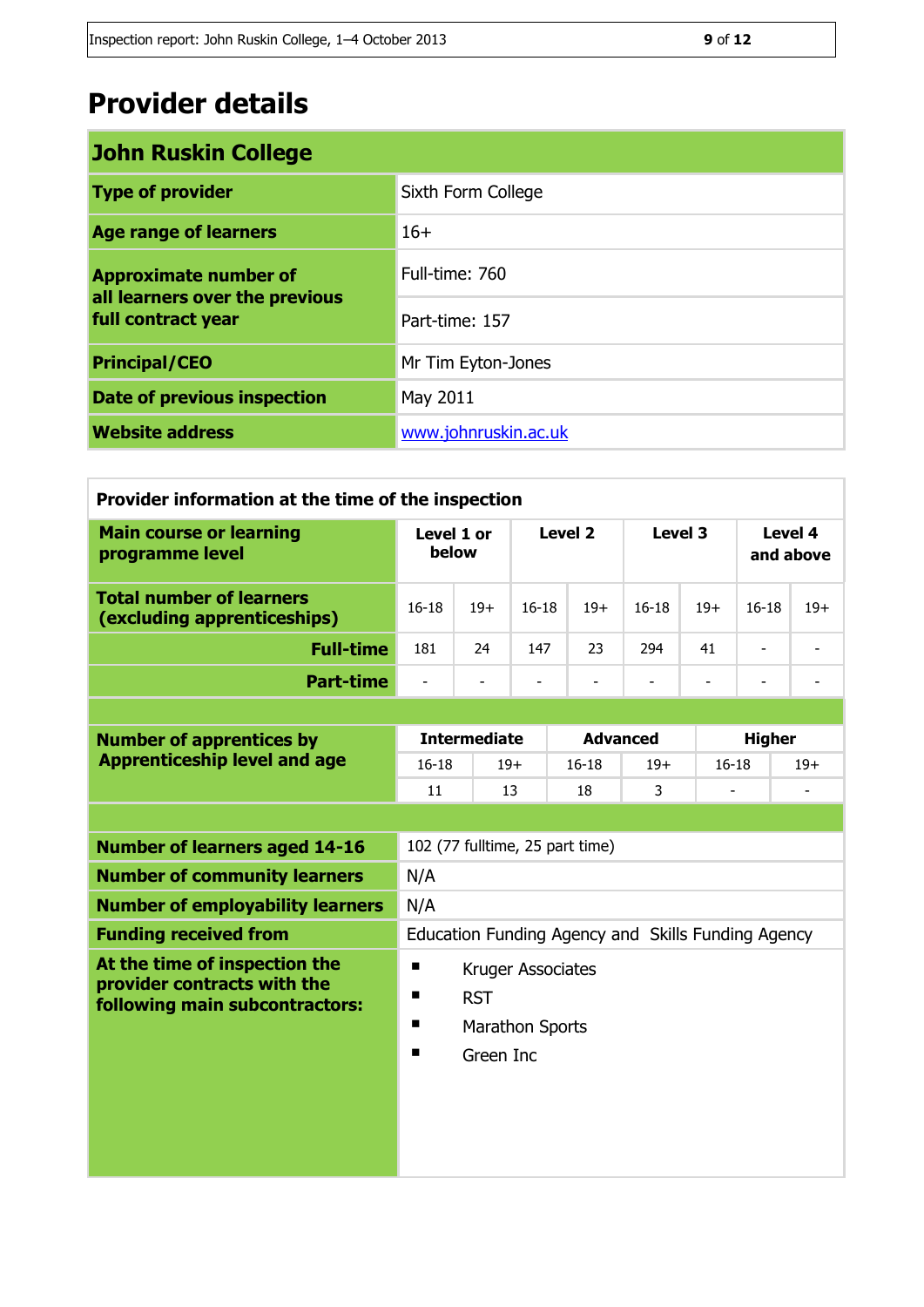# Provider details

| John Ruskin College | |
|---|---|
| **Type of provider** | Sixth Form College |
| **Age range of learners** | 16+ |
| **Approximate number of all learners over the previous full contract year** | Full-time: 760 |
| | Part-time: 157 |
| **Principal/CEO** | Mr Tim Eyton-Jones |
| **Date of previous inspection** | May 2011 |
| **Website address** | www.johnruskin.ac.uk |

**Provider information at the time of the inspection**

| Main course or learning programme level | Level 1 or below | | Level 2 | | Level 3 | | Level 4 and above | |
|---|---|---|---|---|---|---|---|---|
| **Total number of learners (excluding apprenticeships)** | 16-18 | 19+ | 16-18 | 19+ | 16-18 | 19+ | 16-18 | 19+ |
| **Full-time** | 181 | 24 | 147 | 23 | 294 | 41 | - | - |
| **Part-time** | - | - | - | - | - | - | - | - |

| Number of apprentices by Apprenticeship level and age | Intermediate | | Advanced | | Higher | |
|---|---|---|---|---|---|---|
| | 16-18 | 19+ | 16-18 | 19+ | 16-18 | 19+ |
| | 11 | 13 | 18 | 3 | - | - |

| | |
|---|---|
| **Number of learners aged 14-16** | 102 (77 fulltime, 25 part time) |
| **Number of community learners** | N/A |
| **Number of employability learners** | N/A |
| **Funding received from** | Education Funding Agency and Skills Funding Agency |
| **At the time of inspection the provider contracts with the following main subcontractors:** | ▪ Kruger Associates<br>▪ RST<br>▪ Marathon Sports<br>▪ Green Inc |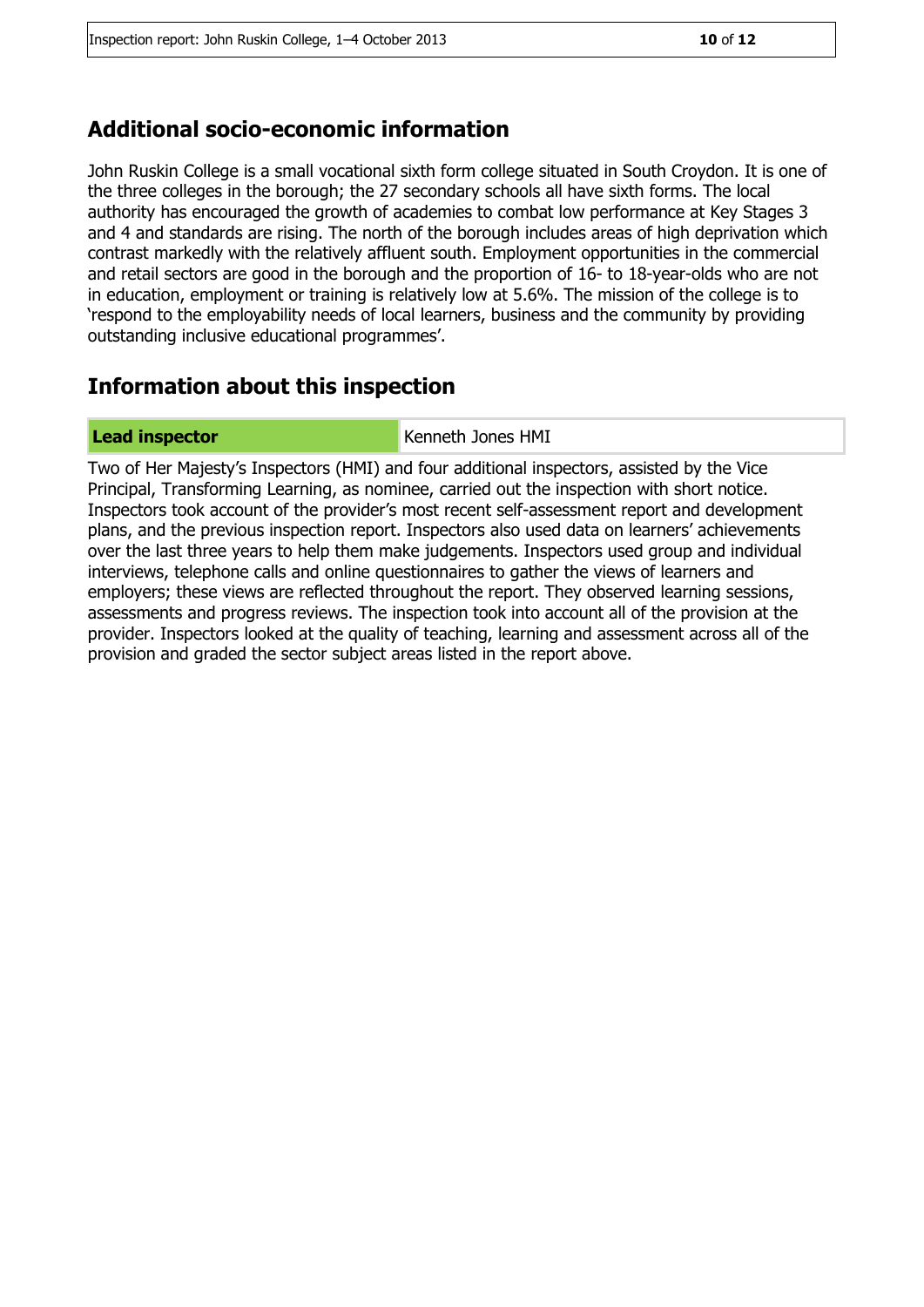## Additional socio-economic information

John Ruskin College is a small vocational sixth form college situated in South Croydon. It is one of the three colleges in the borough; the 27 secondary schools all have sixth forms. The local authority has encouraged the growth of academies to combat low performance at Key Stages 3 and 4 and standards are rising. The north of the borough includes areas of high deprivation which contrast markedly with the relatively affluent south. Employment opportunities in the commercial and retail sectors are good in the borough and the proportion of 16- to 18-year-olds who are not in education, employment or training is relatively low at 5.6%. The mission of the college is to 'respond to the employability needs of local learners, business and the community by providing outstanding inclusive educational programmes'.

## Information about this inspection

| **Lead inspector** | Kenneth Jones HMI |
| --- | --- |

Two of Her Majesty's Inspectors (HMI) and four additional inspectors, assisted by the Vice Principal, Transforming Learning, as nominee, carried out the inspection with short notice. Inspectors took account of the provider's most recent self-assessment report and development plans, and the previous inspection report. Inspectors also used data on learners' achievements over the last three years to help them make judgements. Inspectors used group and individual interviews, telephone calls and online questionnaires to gather the views of learners and employers; these views are reflected throughout the report. They observed learning sessions, assessments and progress reviews. The inspection took into account all of the provision at the provider. Inspectors looked at the quality of teaching, learning and assessment across all of the provision and graded the sector subject areas listed in the report above.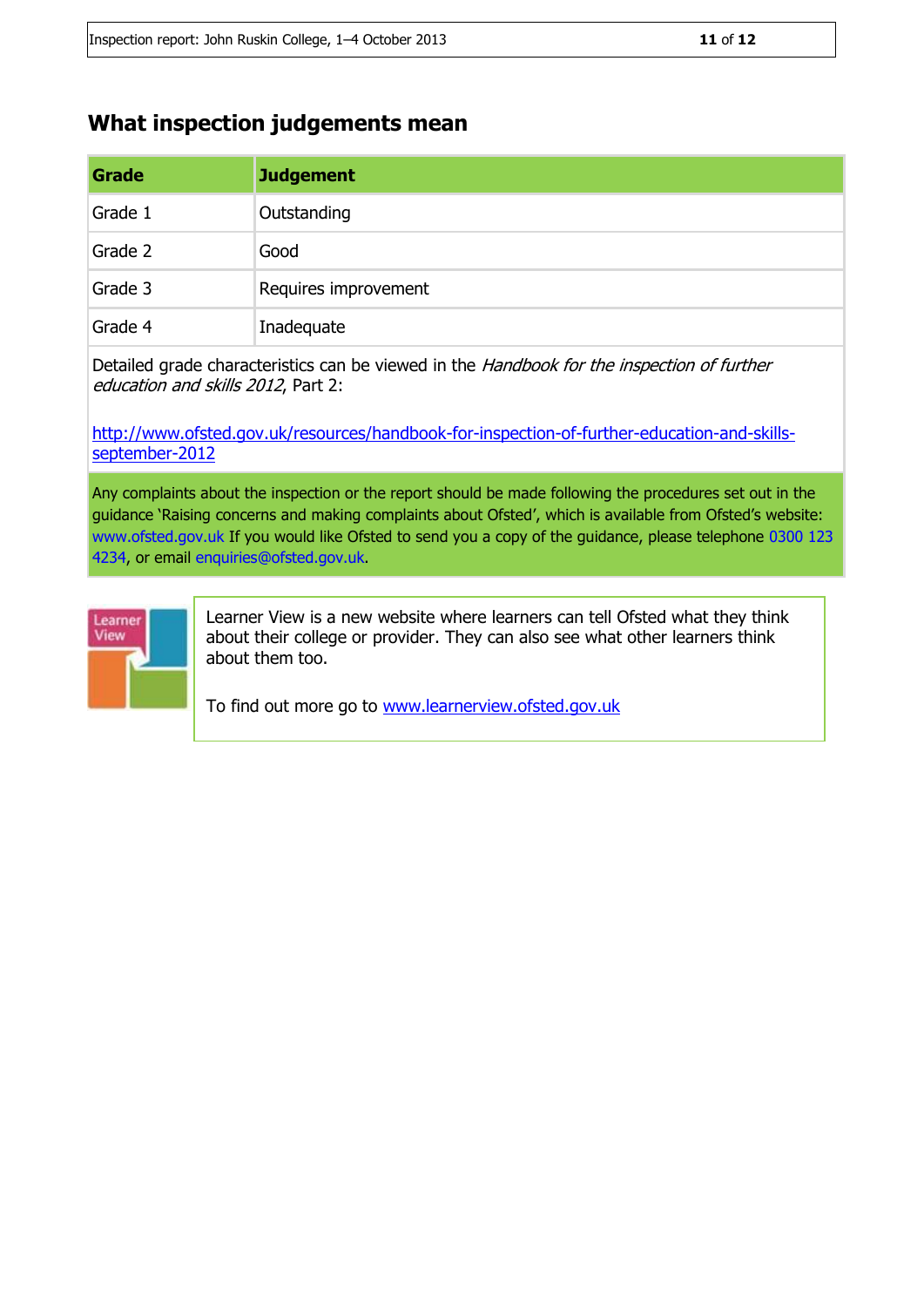## What inspection judgements mean

| Grade | Judgement |
|---|---|
| Grade 1 | Outstanding |
| Grade 2 | Good |
| Grade 3 | Requires improvement |
| Grade 4 | Inadequate |

Detailed grade characteristics can be viewed in the *Handbook for the inspection of further education and skills 2012*, Part 2:

http://www.ofsted.gov.uk/resources/handbook-for-inspection-of-further-education-and-skills-september-2012

Any complaints about the inspection or the report should be made following the procedures set out in the guidance 'Raising concerns and making complaints about Ofsted', which is available from Ofsted's website: www.ofsted.gov.uk If you would like Ofsted to send you a copy of the guidance, please telephone 0300 123 4234, or email enquiries@ofsted.gov.uk.

Learner View is a new website where learners can tell Ofsted what they think about their college or provider. They can also see what other learners think about them too.

To find out more go to www.learnerview.ofsted.gov.uk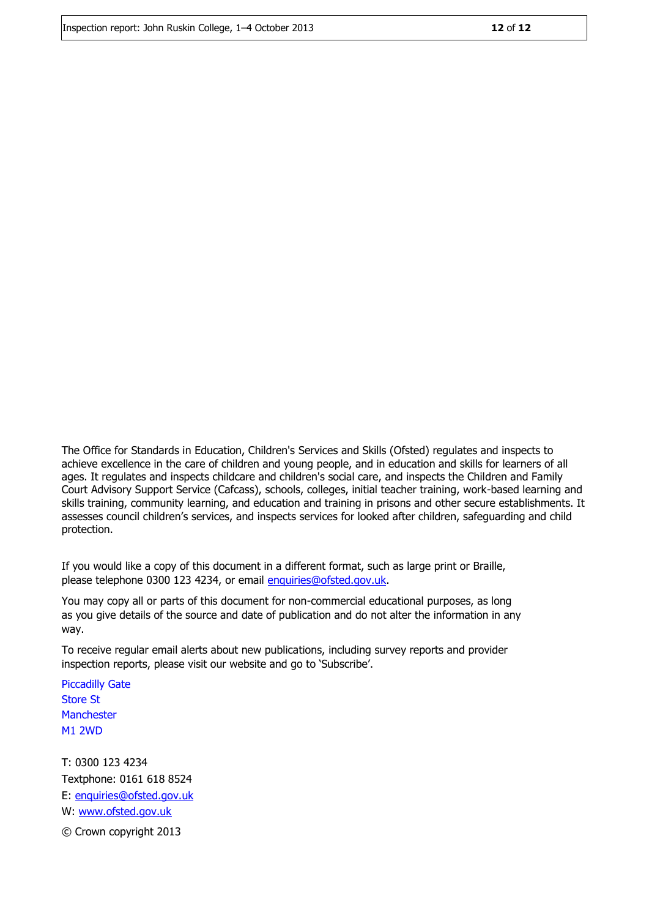The Office for Standards in Education, Children's Services and Skills (Ofsted) regulates and inspects to achieve excellence in the care of children and young people, and in education and skills for learners of all ages. It regulates and inspects childcare and children's social care, and inspects the Children and Family Court Advisory Support Service (Cafcass), schools, colleges, initial teacher training, work-based learning and skills training, community learning, and education and training in prisons and other secure establishments. It assesses council children's services, and inspects services for looked after children, safeguarding and child protection.

If you would like a copy of this document in a different format, such as large print or Braille, please telephone 0300 123 4234, or email enquiries@ofsted.gov.uk.

You may copy all or parts of this document for non-commercial educational purposes, as long as you give details of the source and date of publication and do not alter the information in any way.

To receive regular email alerts about new publications, including survey reports and provider inspection reports, please visit our website and go to 'Subscribe'.

Piccadilly Gate
Store St
Manchester
M1 2WD

T: 0300 123 4234
Textphone: 0161 618 8524
E: enquiries@ofsted.gov.uk
W: www.ofsted.gov.uk

© Crown copyright 2013